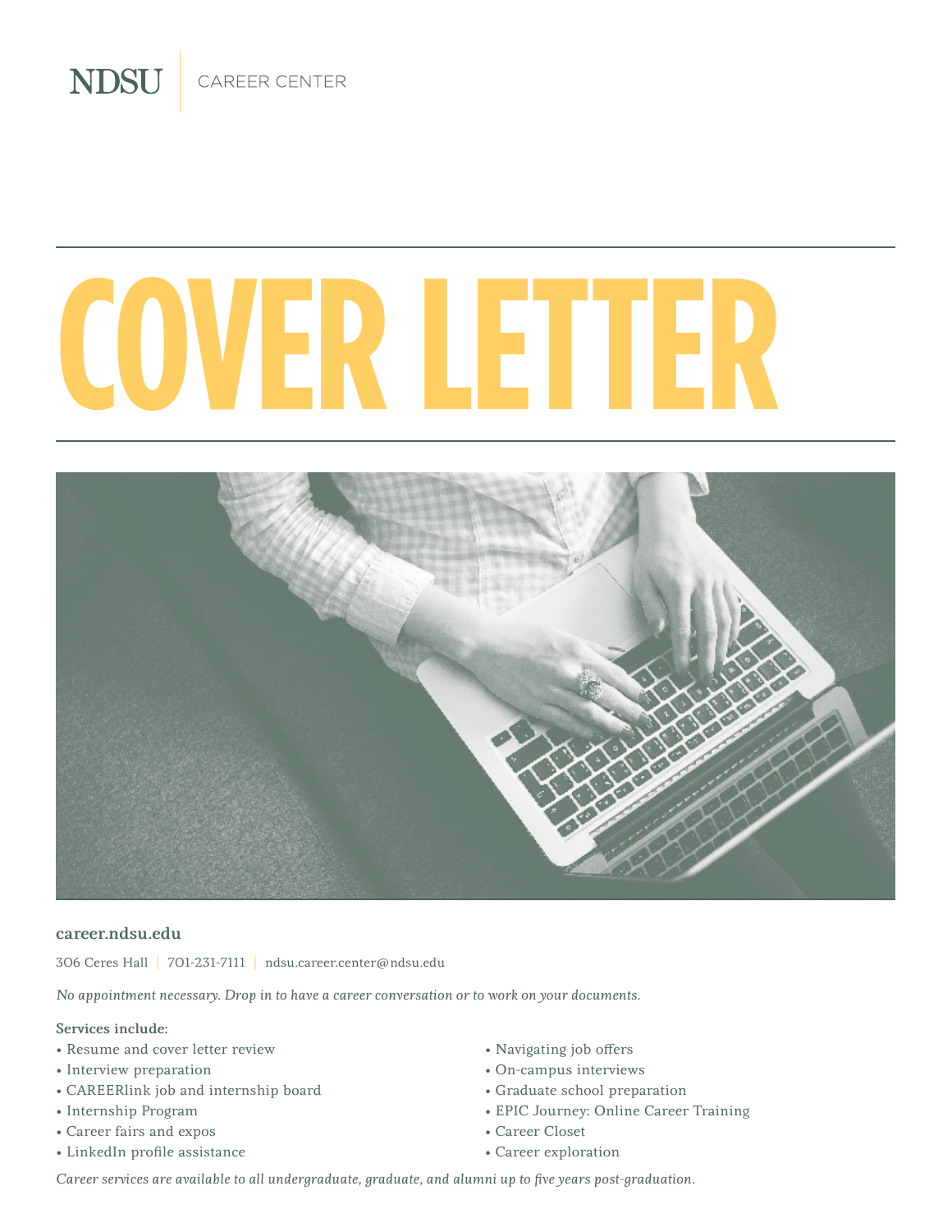NDSU | CAREER CENTER

# COVER LETTER

**career.ndsu.edu**

306 Ceres Hall | 701-231-7111 | ndsu.career.center@ndsu.edu

*No appointment necessary. Drop in to have a career conversation or to work on your documents.*

**Services include:**

- Resume and cover letter review
- Interview preparation
- CAREERlink job and internship board
- Internship Program
- Career fairs and expos
- LinkedIn profile assistance
- Navigating job offers
- On-campus interviews
- Graduate school preparation
- EPIC Journey: Online Career Training
- Career Closet
- Career exploration

*Career services are available to all undergraduate, graduate, and alumni up to five years post-graduation.*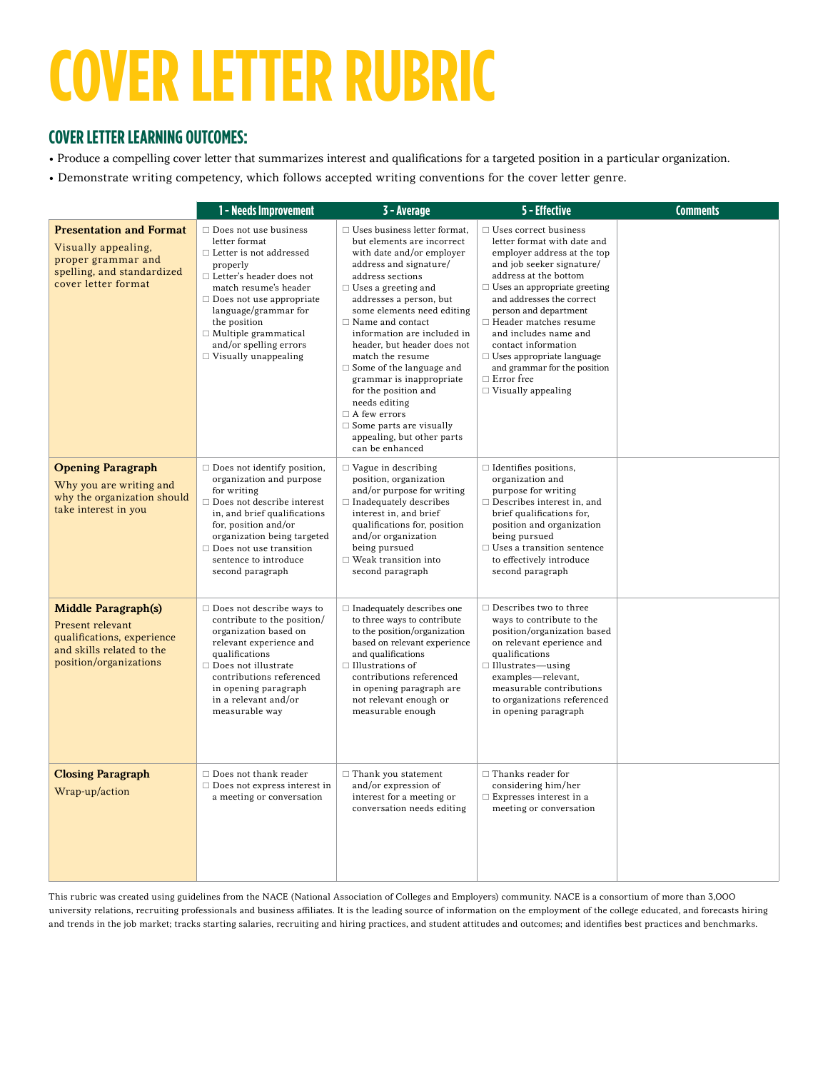# COVER LETTER RUBRIC

## COVER LETTER LEARNING OUTCOMES:

- Produce a compelling cover letter that summarizes interest and qualifications for a targeted position in a particular organization.
- Demonstrate writing competency, which follows accepted writing conventions for the cover letter genre.

| | 1 - Needs Improvement | 3 - Average | 5 - Effective | Comments |
|---|---|---|---|---|
| **Presentation and Format**<br>Visually appealing, proper grammar and spelling, and standardized cover letter format | ☐ Does not use business letter format<br>☐ Letter is not addressed properly<br>☐ Letter's header does not match resume's header<br>☐ Does not use appropriate language/grammar for the position<br>☐ Multiple grammatical and/or spelling errors<br>☐ Visually unappealing | ☐ Uses business letter format, but elements are incorrect with date and/or employer address and signature/address sections<br>☐ Uses a greeting and addresses a person, but some elements need editing<br>☐ Name and contact information are included in header, but header does not match the resume<br>☐ Some of the language and grammar is inappropriate for the position and needs editing<br>☐ A few errors<br>☐ Some parts are visually appealing, but other parts can be enhanced | ☐ Uses correct business letter format with date and employer address at the top and job seeker signature/address at the bottom<br>☐ Uses an appropriate greeting and addresses the correct person and department<br>☐ Header matches resume and includes name and contact information<br>☐ Uses appropriate language and grammar for the position<br>☐ Error free<br>☐ Visually appealing | |
| **Opening Paragraph**<br>Why you are writing and why the organization should take interest in you | ☐ Does not identify position, organization and purpose for writing<br>☐ Does not describe interest in, and brief qualifications for, position and/or organization being targeted<br>☐ Does not use transition sentence to introduce second paragraph | ☐ Vague in describing position, organization and/or purpose for writing<br>☐ Inadequately describes interest in, and brief qualifications for, position and/or organization being pursued<br>☐ Weak transition into second paragraph | ☐ Identifies positions, organization and purpose for writing<br>☐ Describes interest in, and brief qualifications for, position and organization being pursued<br>☐ Uses a transition sentence to effectively introduce second paragraph | |
| **Middle Paragraph(s)**<br>Present relevant qualifications, experience and skills related to the position/organizations | ☐ Does not describe ways to contribute to the position/organization based on relevant experience and qualifications<br>☐ Does not illustrate contributions referenced in opening paragraph in a relevant and/or measurable way | ☐ Inadequately describes one to three ways to contribute to the position/organization based on relevant experience and qualifications<br>☐ Illustrations of contributions referenced in opening paragraph are not relevant enough or measurable enough | ☐ Describes two to three ways to contribute to the position/organization based on relevant experience and qualifications<br>☐ Illustrates—using examples—relevant, measurable contributions to organizations referenced in opening paragraph | |
| **Closing Paragraph**<br>Wrap-up/action | ☐ Does not thank reader<br>☐ Does not express interest in a meeting or conversation | ☐ Thank you statement and/or expression of interest for a meeting or conversation needs editing | ☐ Thanks reader for considering him/her<br>☐ Expresses interest in a meeting or conversation | |

This rubric was created using guidelines from the NACE (National Association of Colleges and Employers) community. NACE is a consortium of more than 3,000 university relations, recruiting professionals and business affiliates. It is the leading source of information on the employment of the college educated, and forecasts hiring and trends in the job market; tracks starting salaries, recruiting and hiring practices, and student attitudes and outcomes; and identifies best practices and benchmarks.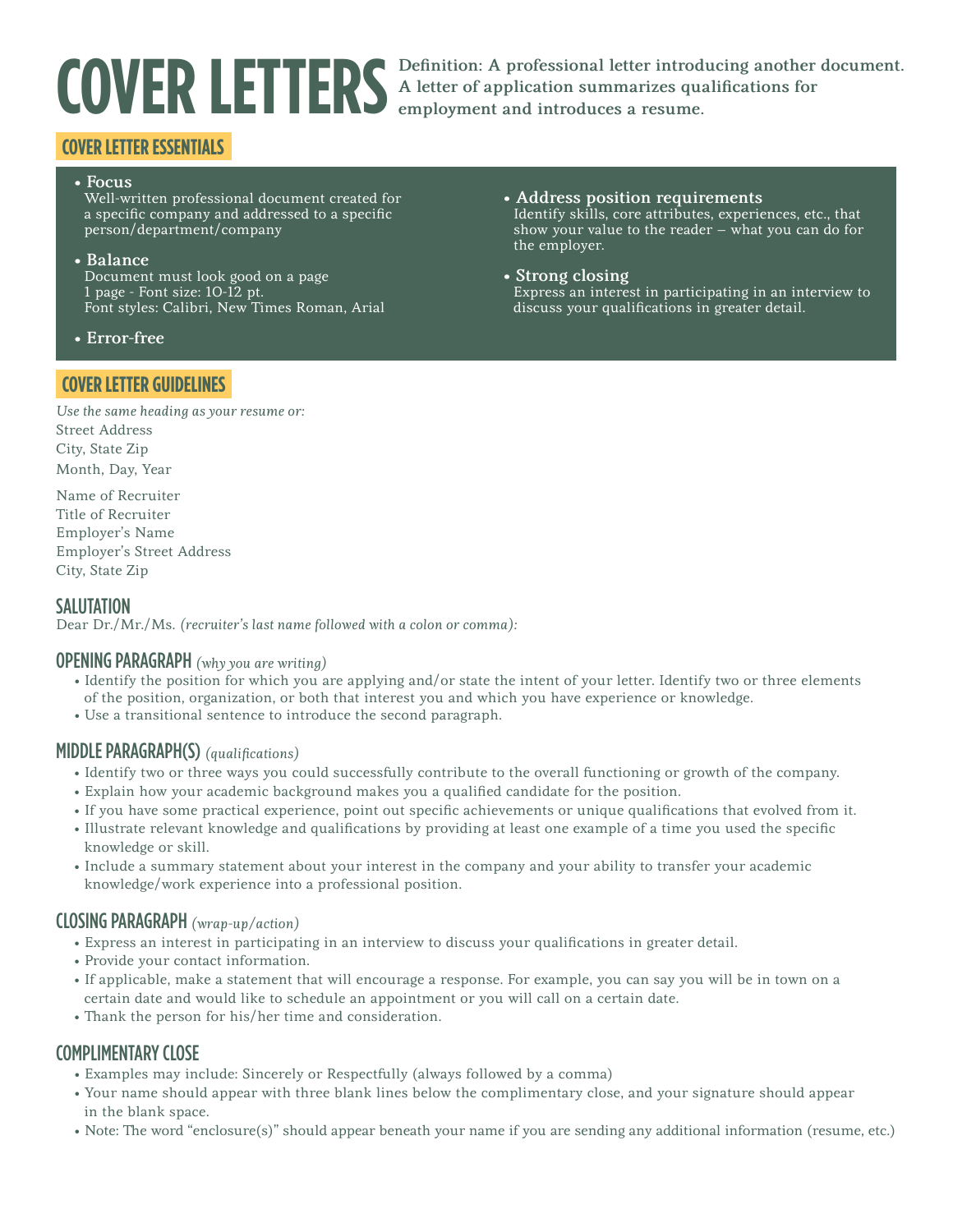# COVER LETTERS

**Definition: A professional letter introducing another document. A letter of application summarizes qualifications for employment and introduces a resume.**

## COVER LETTER ESSENTIALS

- **Focus**
  Well-written professional document created for a specific company and addressed to a specific person/department/company
- **Balance**
  Document must look good on a page
  1 page - Font size: 10-12 pt.
  Font styles: Calibri, New Times Roman, Arial
- **Error-free**
- **Address position requirements**
  Identify skills, core attributes, experiences, etc., that show your value to the reader – what you can do for the employer.
- **Strong closing**
  Express an interest in participating in an interview to discuss your qualifications in greater detail.

## COVER LETTER GUIDELINES

*Use the same heading as your resume or:*
Street Address
City, State Zip
Month, Day, Year

Name of Recruiter
Title of Recruiter
Employer's Name
Employer's Street Address
City, State Zip

### SALUTATION

Dear Dr./Mr./Ms. *(recruiter's last name followed with a colon or comma):*

### OPENING PARAGRAPH *(why you are writing)*

- Identify the position for which you are applying and/or state the intent of your letter. Identify two or three elements of the position, organization, or both that interest you and which you have experience or knowledge.
- Use a transitional sentence to introduce the second paragraph.

### MIDDLE PARAGRAPH(S) *(qualifications)*

- Identify two or three ways you could successfully contribute to the overall functioning or growth of the company.
- Explain how your academic background makes you a qualified candidate for the position.
- If you have some practical experience, point out specific achievements or unique qualifications that evolved from it.
- Illustrate relevant knowledge and qualifications by providing at least one example of a time you used the specific knowledge or skill.
- Include a summary statement about your interest in the company and your ability to transfer your academic knowledge/work experience into a professional position.

### CLOSING PARAGRAPH *(wrap-up/action)*

- Express an interest in participating in an interview to discuss your qualifications in greater detail.
- Provide your contact information.
- If applicable, make a statement that will encourage a response. For example, you can say you will be in town on a certain date and would like to schedule an appointment or you will call on a certain date.
- Thank the person for his/her time and consideration.

### COMPLIMENTARY CLOSE

- Examples may include: Sincerely or Respectfully (always followed by a comma)
- Your name should appear with three blank lines below the complimentary close, and your signature should appear in the blank space.
- Note: The word "enclosure(s)" should appear beneath your name if you are sending any additional information (resume, etc.)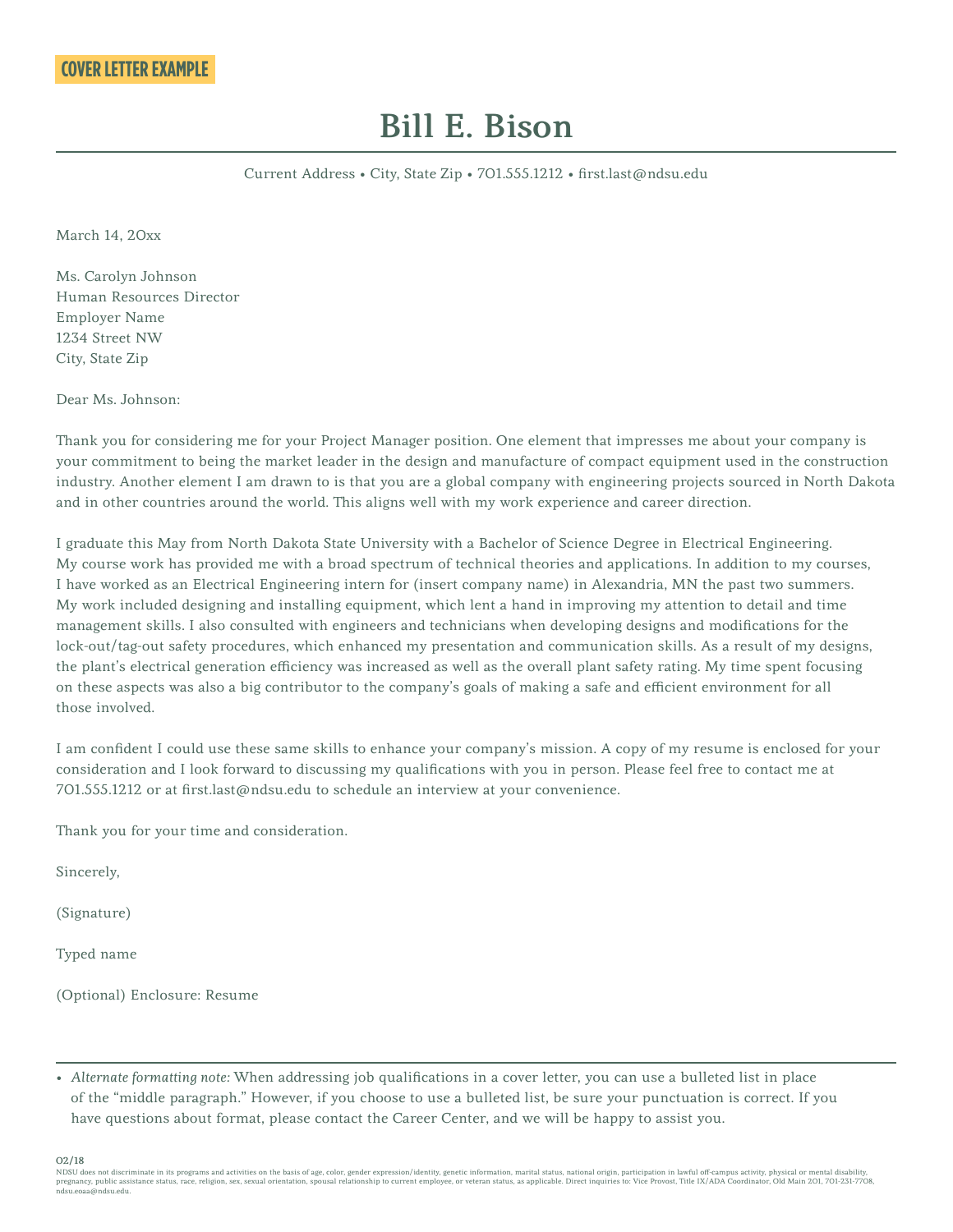COVER LETTER EXAMPLE

# Bill E. Bison

Current Address • City, State Zip • 701.555.1212 • first.last@ndsu.edu

March 14, 20xx

Ms. Carolyn Johnson
Human Resources Director
Employer Name
1234 Street NW
City, State Zip

Dear Ms. Johnson:

Thank you for considering me for your Project Manager position. One element that impresses me about your company is your commitment to being the market leader in the design and manufacture of compact equipment used in the construction industry. Another element I am drawn to is that you are a global company with engineering projects sourced in North Dakota and in other countries around the world. This aligns well with my work experience and career direction.

I graduate this May from North Dakota State University with a Bachelor of Science Degree in Electrical Engineering. My course work has provided me with a broad spectrum of technical theories and applications. In addition to my courses, I have worked as an Electrical Engineering intern for (insert company name) in Alexandria, MN the past two summers. My work included designing and installing equipment, which lent a hand in improving my attention to detail and time management skills. I also consulted with engineers and technicians when developing designs and modifications for the lock-out/tag-out safety procedures, which enhanced my presentation and communication skills. As a result of my designs, the plant's electrical generation efficiency was increased as well as the overall plant safety rating. My time spent focusing on these aspects was also a big contributor to the company's goals of making a safe and efficient environment for all those involved.

I am confident I could use these same skills to enhance your company's mission. A copy of my resume is enclosed for your consideration and I look forward to discussing my qualifications with you in person. Please feel free to contact me at 701.555.1212 or at first.last@ndsu.edu to schedule an interview at your convenience.

Thank you for your time and consideration.

Sincerely,

(Signature)

Typed name

(Optional) Enclosure: Resume

- *Alternate formatting note:* When addressing job qualifications in a cover letter, you can use a bulleted list in place of the "middle paragraph." However, if you choose to use a bulleted list, be sure your punctuation is correct. If you have questions about format, please contact the Career Center, and we will be happy to assist you.

02/18
NDSU does not discriminate in its programs and activities on the basis of age, color, gender expression/identity, genetic information, marital status, national origin, participation in lawful off-campus activity, physical or mental disability, pregnancy, public assistance status, race, religion, sex, sexual orientation, spousal relationship to current employee, or veteran status, as applicable. Direct inquiries to: Vice Provost, Title IX/ADA Coordinator, Old Main 201, 701-231-7708, ndsu.eoaa@ndsu.edu.